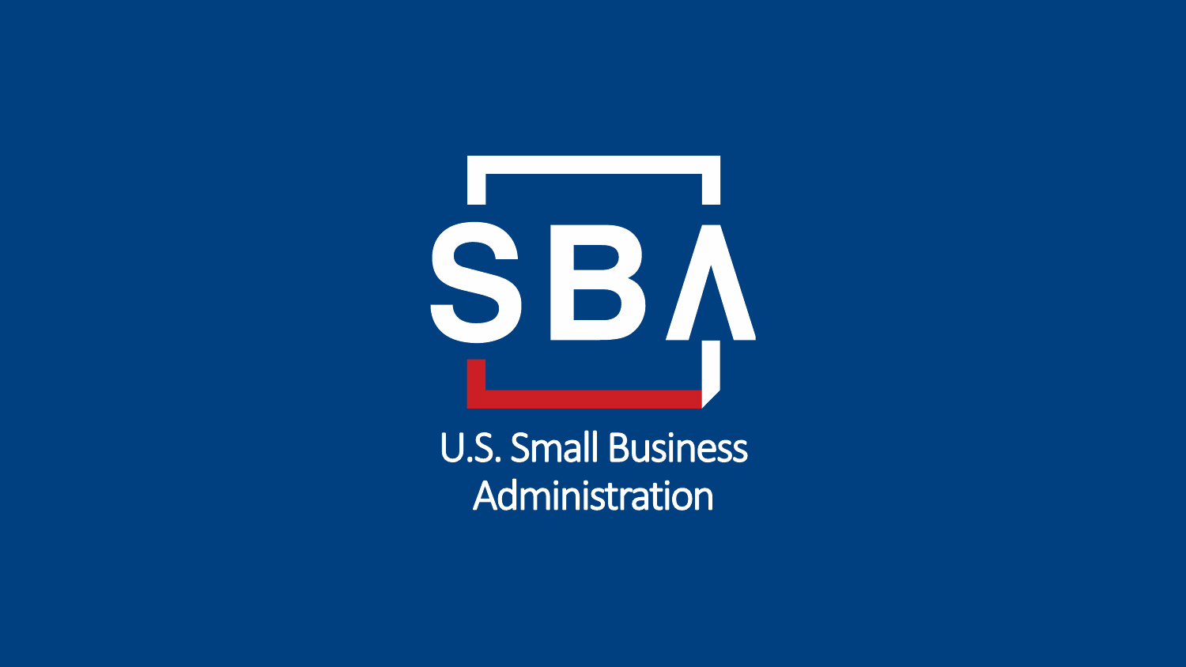SBA

U.S. Small Business Administration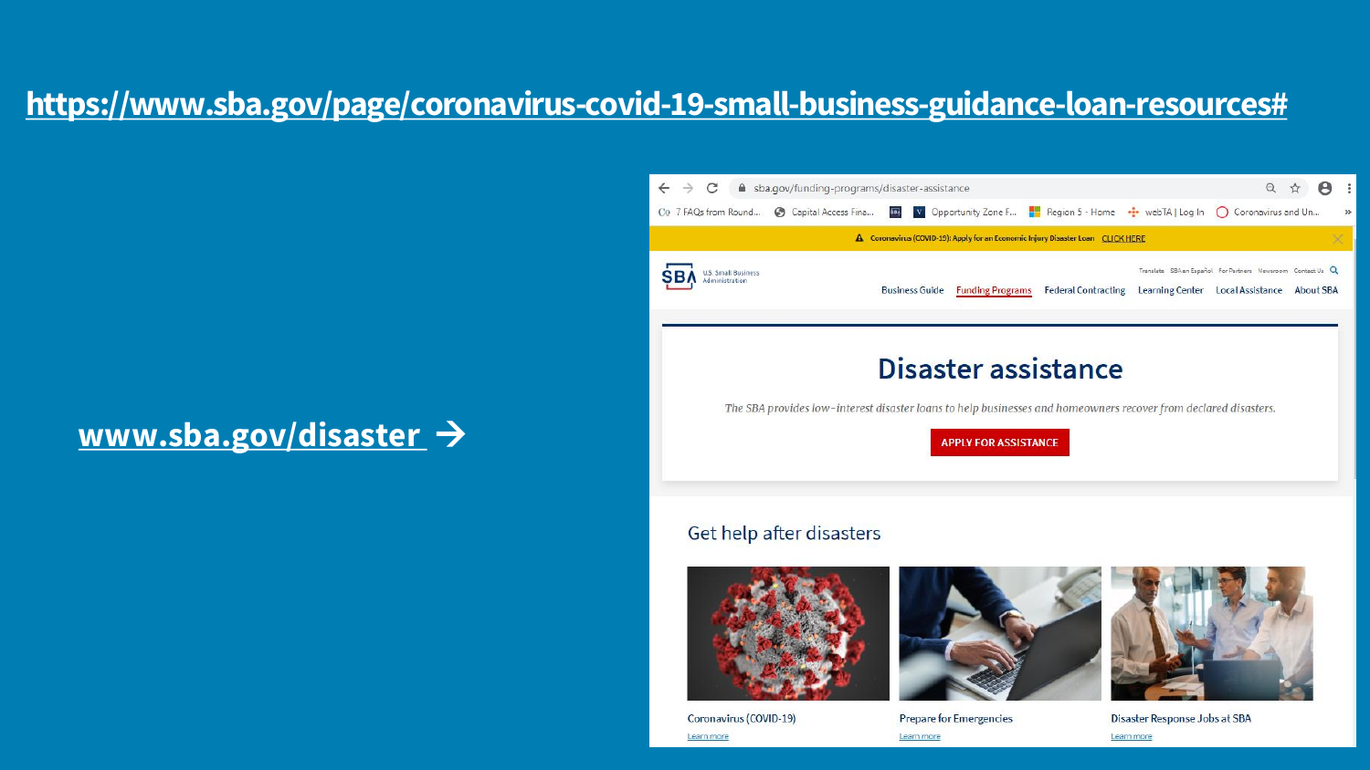https://www.sba.gov/page/coronavirus-covid-19-small-business-guidance-loan-resources#

www.sba.gov/disaster →

Disaster assistance

The SBA provides low-interest disaster loans to help businesses and homeowners recover from declared disasters.

APPLY FOR ASSISTANCE

Get help after disasters

Coronavirus (COVID-19)
Learn more

Prepare for Emergencies
Learn more

Disaster Response Jobs at SBA
Learn more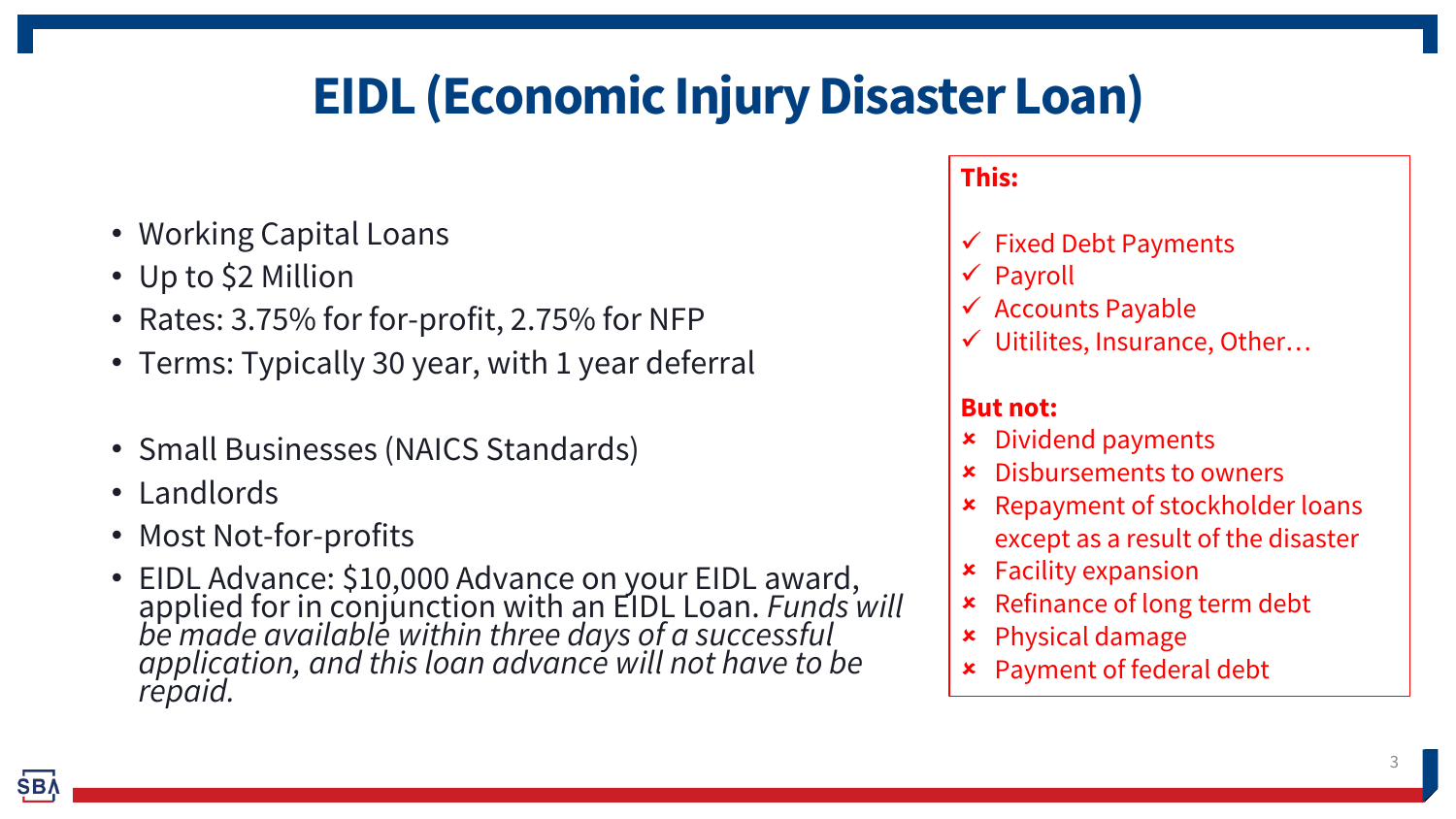# EIDL (Economic Injury Disaster Loan)

- Working Capital Loans
- Up to $2 Million
- Rates: 3.75% for for-profit, 2.75% for NFP
- Terms: Typically 30 year, with 1 year deferral

- Small Businesses (NAICS Standards)
- Landlords
- Most Not-for-profits
- EIDL Advance: $10,000 Advance on your EIDL award, applied for in conjunction with an EIDL Loan. *Funds will be made available within three days of a successful application, and this loan advance will not have to be repaid.*

**This:**

- ✓ Fixed Debt Payments
- ✓ Payroll
- ✓ Accounts Payable
- ✓ Uitilites, Insurance, Other…

**But not:**

- × Dividend payments
- × Disbursements to owners
- × Repayment of stockholder loans except as a result of the disaster
- × Facility expansion
- × Refinance of long term debt
- × Physical damage
- × Payment of federal debt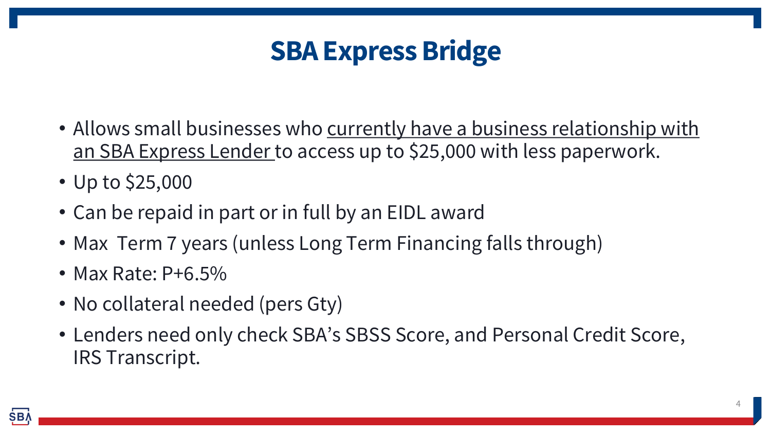# SBA Express Bridge

- Allows small businesses who currently have a business relationship with an SBA Express Lender to access up to $25,000 with less paperwork.
- Up to $25,000
- Can be repaid in part or in full by an EIDL award
- Max Term 7 years (unless Long Term Financing falls through)
- Max Rate: P+6.5%
- No collateral needed (pers Gty)
- Lenders need only check SBA's SBSS Score, and Personal Credit Score, IRS Transcript.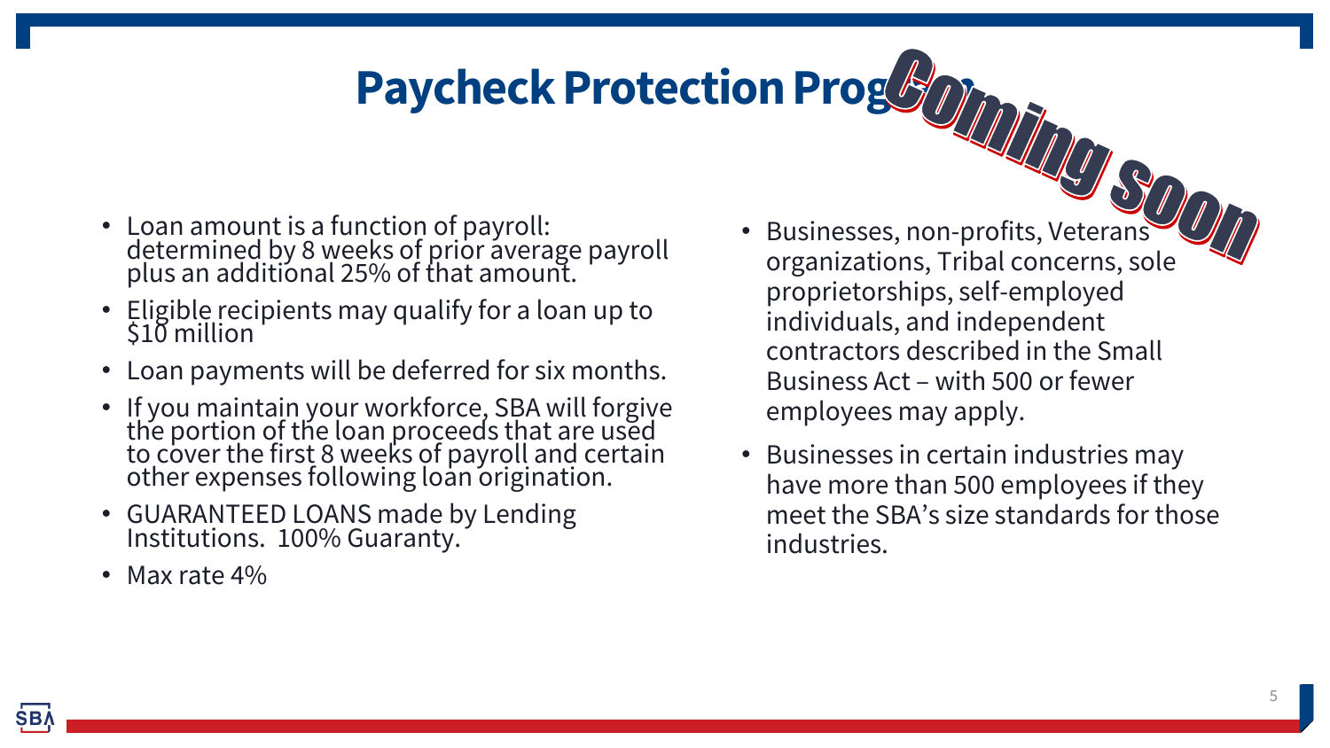# Paycheck Protection Program

Coming soon

- Loan amount is a function of payroll: determined by 8 weeks of prior average payroll plus an additional 25% of that amount.
- Eligible recipients may qualify for a loan up to $10 million
- Loan payments will be deferred for six months.
- If you maintain your workforce, SBA will forgive the portion of the loan proceeds that are used to cover the first 8 weeks of payroll and certain other expenses following loan origination.
- GUARANTEED LOANS made by Lending Institutions. 100% Guaranty.
- Max rate 4%

- Businesses, non-profits, Veterans organizations, Tribal concerns, sole proprietorships, self-employed individuals, and independent contractors described in the Small Business Act – with 500 or fewer employees may apply.
- Businesses in certain industries may have more than 500 employees if they meet the SBA's size standards for those industries.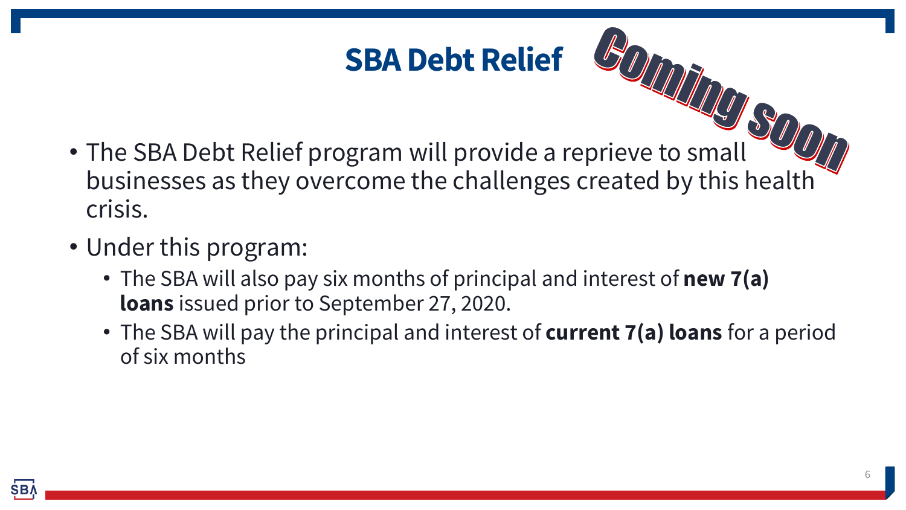# SBA Debt Relief

Coming soon

- The SBA Debt Relief program will provide a reprieve to small businesses as they overcome the challenges created by this health crisis.
- Under this program:
  - The SBA will also pay six months of principal and interest of **new 7(a) loans** issued prior to September 27, 2020.
  - The SBA will pay the principal and interest of **current 7(a) loans** for a period of six months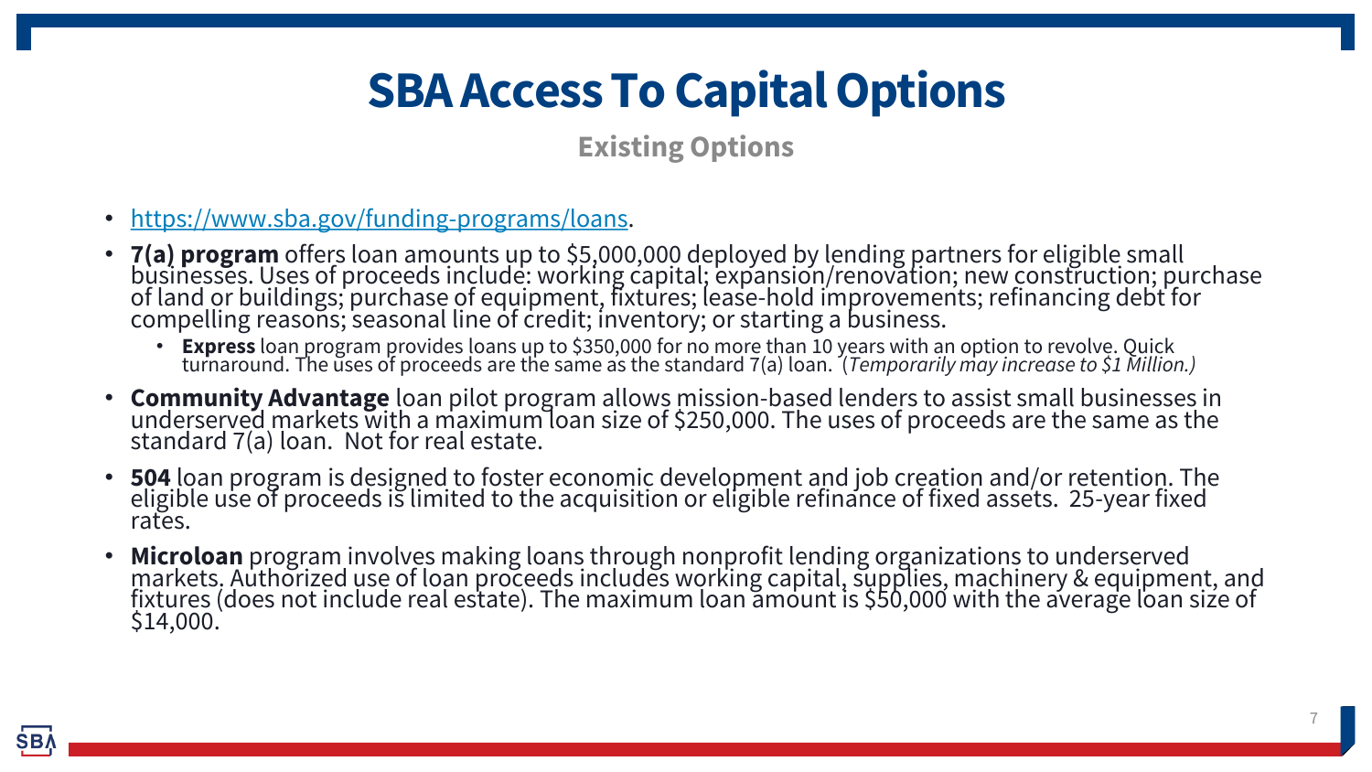# SBA Access To Capital Options

## Existing Options

- [https://www.sba.gov/funding-programs/loans](https://www.sba.gov/funding-programs/loans).
- **7(a) program** offers loan amounts up to $5,000,000 deployed by lending partners for eligible small businesses. Uses of proceeds include: working capital; expansion/renovation; new construction; purchase of land or buildings; purchase of equipment, fixtures; lease-hold improvements; refinancing debt for compelling reasons; seasonal line of credit; inventory; or starting a business.
  - **Express** loan program provides loans up to $350,000 for no more than 10 years with an option to revolve. Quick turnaround. The uses of proceeds are the same as the standard 7(a) loan. (*Temporarily may increase to $1 Million.)*
- **Community Advantage** loan pilot program allows mission-based lenders to assist small businesses in underserved markets with a maximum loan size of $250,000. The uses of proceeds are the same as the standard 7(a) loan. Not for real estate.
- **504** loan program is designed to foster economic development and job creation and/or retention. The eligible use of proceeds is limited to the acquisition or eligible refinance of fixed assets. 25-year fixed rates.
- **Microloan** program involves making loans through nonprofit lending organizations to underserved markets. Authorized use of loan proceeds includes working capital, supplies, machinery & equipment, and fixtures (does not include real estate). The maximum loan amount is $50,000 with the average loan size of $14,000.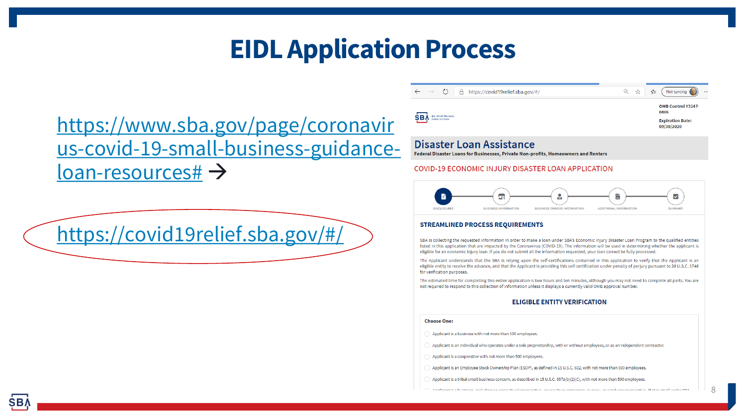# EIDL Application Process

https://www.sba.gov/page/coronavirus-covid-19-small-business-guidance-loan-resources# →

https://covid19relief.sba.gov/#/

https://covid19relief.sba.gov/#/

OMB Control #3247-0406

Expiration Date: 09/30/2020

## Disaster Loan Assistance

**Federal Disaster Loans for Businesses, Private Non-profits, Homeowners and Renters**

COVID-19 ECONOMIC INJURY DISASTER LOAN APPLICATION

DISCLOSURES · BUSINESS INFORMATION · BUSINESS OWNERS INFORMATION · ADDITIONAL INFORMATION · SUMMARY

### STREAMLINED PROCESS REQUIREMENTS

SBA is collecting the requested information in order to make a loan under SBA's Economic Injury Disaster Loan Program to the qualified entities listed in this application that are impacted by the Coronavirus (COVID-19). The information will be used in determining whether the applicant is eligible for an economic injury loan. If you do not submit all the information requested, your loan cannot be fully processed.

The Applicant understands that the SBA is relying upon the self-certifications contained in this application to verify that the Applicant is an eligible entity to receive the advance, and that the Applicant is providing this self-certification under penalty of perjury pursuant to 28 U.S.C. 1746 for verification purposes.

The estimated time for completing this entire application is two hours and ten minutes, although you may not need to complete all parts. You are not required to respond to this collection of information unless it displays a currently valid OMB approval number.

### ELIGIBLE ENTITY VERIFICATION

**Choose One:**

- Applicant is a business with not more than 500 employees.
- Applicant is an individual who operates under a sole proprietorship, with or without employees, or as an independent contractor.
- Applicant is a cooperative with not more than 500 employees.
- Applicant is an Employee Stock Ownership Plan (ESOP), as defined in 15 U.S.C. 632, with not more than 500 employees.
- Applicant is a tribal small business concern, as described in 15 U.S.C. 657a(b)(2)(C), with not more than 500 employees.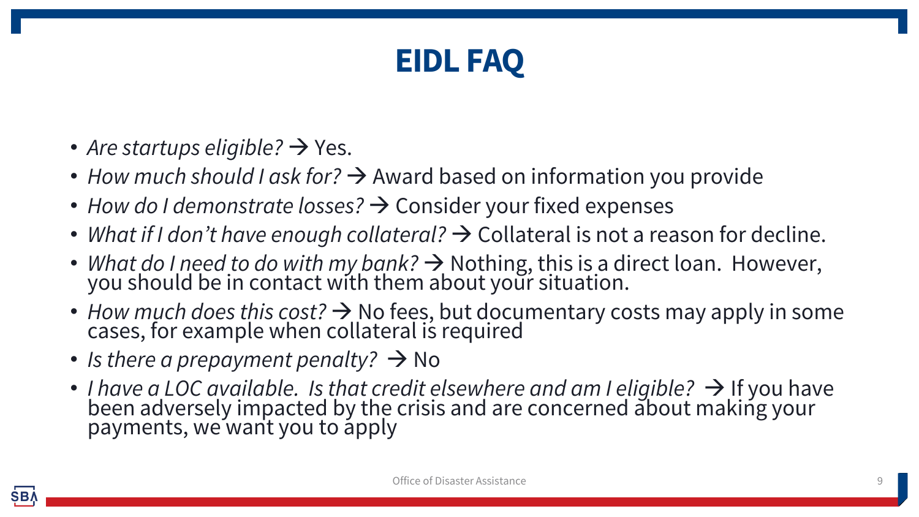# EIDL FAQ

- *Are startups eligible?* → Yes.
- *How much should I ask for?* → Award based on information you provide
- *How do I demonstrate losses?* → Consider your fixed expenses
- *What if I don't have enough collateral?* → Collateral is not a reason for decline.
- *What do I need to do with my bank?* → Nothing, this is a direct loan. However, you should be in contact with them about your situation.
- *How much does this cost?* → No fees, but documentary costs may apply in some cases, for example when collateral is required
- *Is there a prepayment penalty?* → No
- *I have a LOC available. Is that credit elsewhere and am I eligible?* → If you have been adversely impacted by the crisis and are concerned about making your payments, we want you to apply

Office of Disaster Assistance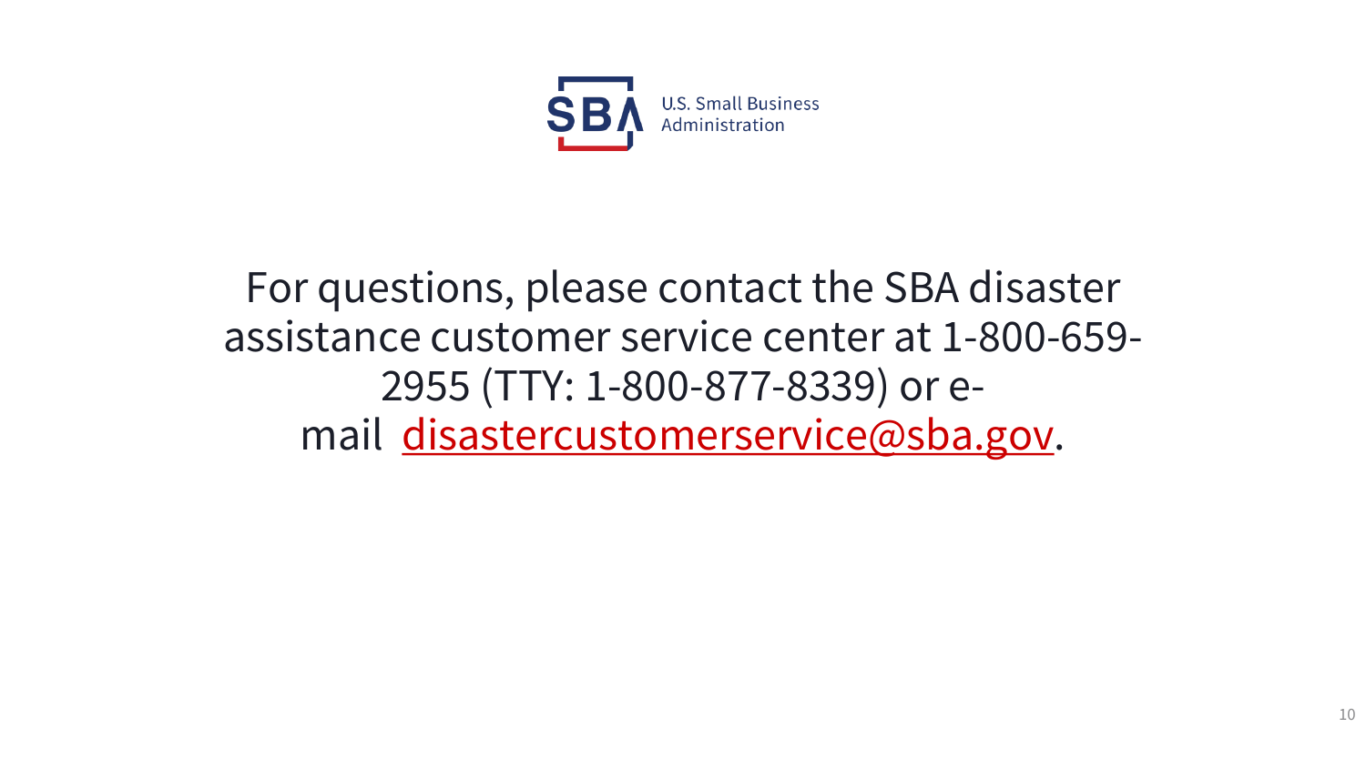U.S. Small Business Administration

For questions, please contact the SBA disaster assistance customer service center at 1-800-659-2955 (TTY: 1-800-877-8339) or e-mail disastercustomerservice@sba.gov.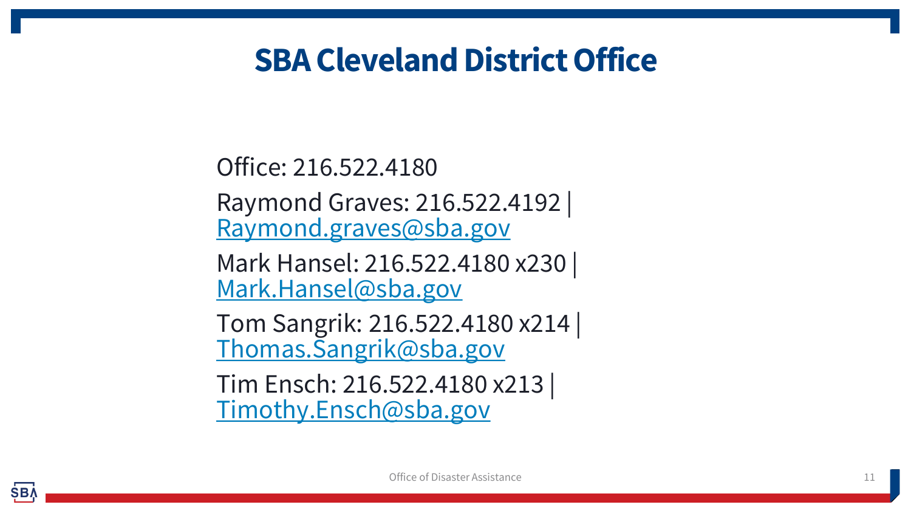# SBA Cleveland District Office

Office: 216.522.4180

Raymond Graves: 216.522.4192 | Raymond.graves@sba.gov

Mark Hansel: 216.522.4180 x230 | Mark.Hansel@sba.gov

Tom Sangrik: 216.522.4180 x214 | Thomas.Sangrik@sba.gov

Tim Ensch: 216.522.4180 x213 | Timothy.Ensch@sba.gov